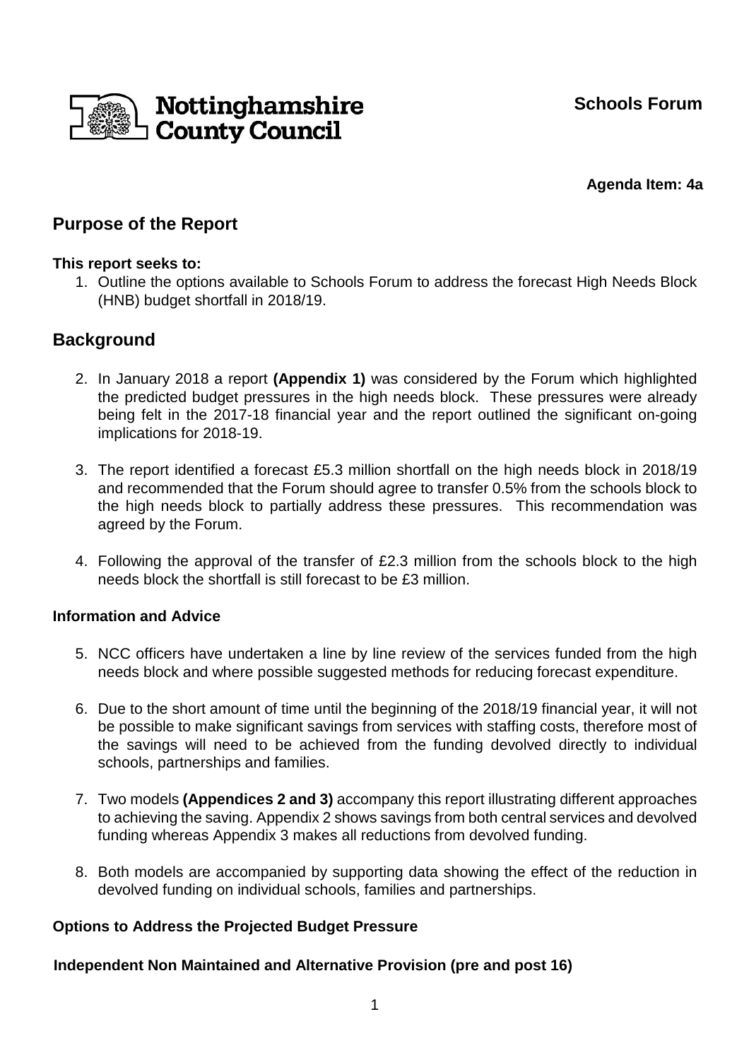Nottinghamshire County Council

**Schools Forum**

**Agenda Item: 4a**

## Purpose of the Report

**This report seeks to:**

1. Outline the options available to Schools Forum to address the forecast High Needs Block (HNB) budget shortfall in 2018/19.

## Background

2. In January 2018 a report **(Appendix 1)** was considered by the Forum which highlighted the predicted budget pressures in the high needs block. These pressures were already being felt in the 2017-18 financial year and the report outlined the significant on-going implications for 2018-19.

3. The report identified a forecast £5.3 million shortfall on the high needs block in 2018/19 and recommended that the Forum should agree to transfer 0.5% from the schools block to the high needs block to partially address these pressures. This recommendation was agreed by the Forum.

4. Following the approval of the transfer of £2.3 million from the schools block to the high needs block the shortfall is still forecast to be £3 million.

### Information and Advice

5. NCC officers have undertaken a line by line review of the services funded from the high needs block and where possible suggested methods for reducing forecast expenditure.

6. Due to the short amount of time until the beginning of the 2018/19 financial year, it will not be possible to make significant savings from services with staffing costs, therefore most of the savings will need to be achieved from the funding devolved directly to individual schools, partnerships and families.

7. Two models **(Appendices 2 and 3)** accompany this report illustrating different approaches to achieving the saving. Appendix 2 shows savings from both central services and devolved funding whereas Appendix 3 makes all reductions from devolved funding.

8. Both models are accompanied by supporting data showing the effect of the reduction in devolved funding on individual schools, families and partnerships.

### Options to Address the Projected Budget Pressure

#### Independent Non Maintained and Alternative Provision (pre and post 16)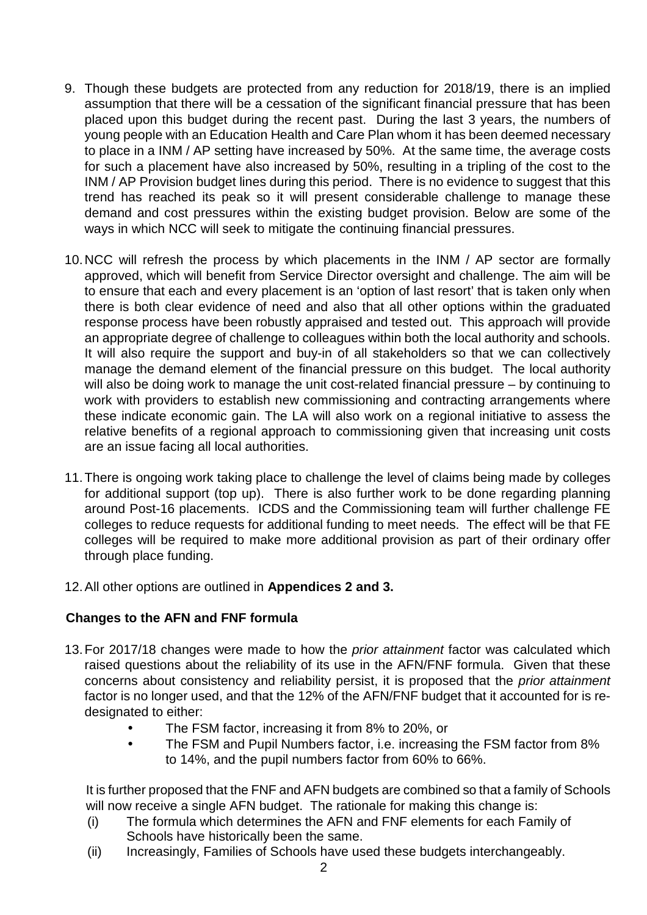9. Though these budgets are protected from any reduction for 2018/19, there is an implied assumption that there will be a cessation of the significant financial pressure that has been placed upon this budget during the recent past. During the last 3 years, the numbers of young people with an Education Health and Care Plan whom it has been deemed necessary to place in a INM / AP setting have increased by 50%. At the same time, the average costs for such a placement have also increased by 50%, resulting in a tripling of the cost to the INM / AP Provision budget lines during this period. There is no evidence to suggest that this trend has reached its peak so it will present considerable challenge to manage these demand and cost pressures within the existing budget provision. Below are some of the ways in which NCC will seek to mitigate the continuing financial pressures.

10. NCC will refresh the process by which placements in the INM / AP sector are formally approved, which will benefit from Service Director oversight and challenge. The aim will be to ensure that each and every placement is an 'option of last resort' that is taken only when there is both clear evidence of need and also that all other options within the graduated response process have been robustly appraised and tested out. This approach will provide an appropriate degree of challenge to colleagues within both the local authority and schools. It will also require the support and buy-in of all stakeholders so that we can collectively manage the demand element of the financial pressure on this budget. The local authority will also be doing work to manage the unit cost-related financial pressure – by continuing to work with providers to establish new commissioning and contracting arrangements where these indicate economic gain. The LA will also work on a regional initiative to assess the relative benefits of a regional approach to commissioning given that increasing unit costs are an issue facing all local authorities.

11. There is ongoing work taking place to challenge the level of claims being made by colleges for additional support (top up). There is also further work to be done regarding planning around Post-16 placements. ICDS and the Commissioning team will further challenge FE colleges to reduce requests for additional funding to meet needs. The effect will be that FE colleges will be required to make more additional provision as part of their ordinary offer through place funding.

12. All other options are outlined in **Appendices 2 and 3.**

**Changes to the AFN and FNF formula**

13. For 2017/18 changes were made to how the *prior attainment* factor was calculated which raised questions about the reliability of its use in the AFN/FNF formula. Given that these concerns about consistency and reliability persist, it is proposed that the *prior attainment* factor is no longer used, and that the 12% of the AFN/FNF budget that it accounted for is re-designated to either:

    - The FSM factor, increasing it from 8% to 20%, or
    - The FSM and Pupil Numbers factor, i.e. increasing the FSM factor from 8% to 14%, and the pupil numbers factor from 60% to 66%.

    It is further proposed that the FNF and AFN budgets are combined so that a family of Schools will now receive a single AFN budget. The rationale for making this change is:

    (i) The formula which determines the AFN and FNF elements for each Family of Schools have historically been the same.

    (ii) Increasingly, Families of Schools have used these budgets interchangeably.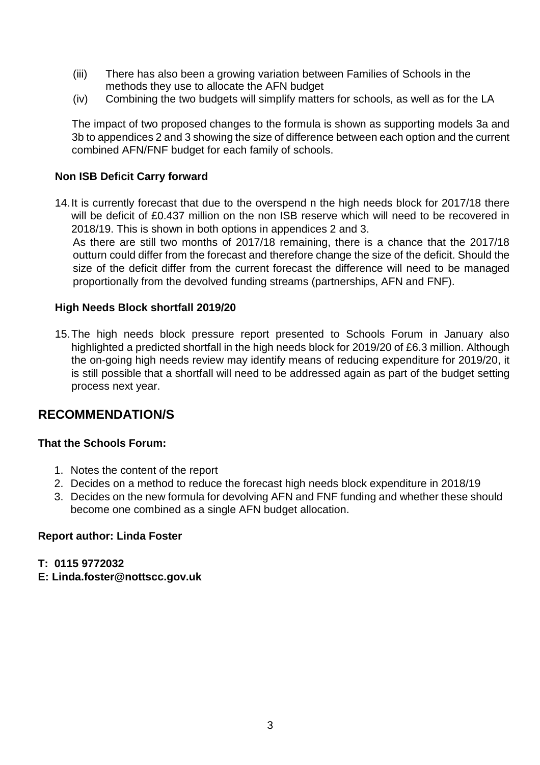(iii) There has also been a growing variation between Families of Schools in the methods they use to allocate the AFN budget

(iv) Combining the two budgets will simplify matters for schools, as well as for the LA

The impact of two proposed changes to the formula is shown as supporting models 3a and 3b to appendices 2 and 3 showing the size of difference between each option and the current combined AFN/FNF budget for each family of schools.

**Non ISB Deficit Carry forward**

14. It is currently forecast that due to the overspend n the high needs block for 2017/18 there will be deficit of £0.437 million on the non ISB reserve which will need to be recovered in 2018/19. This is shown in both options in appendices 2 and 3.
    As there are still two months of 2017/18 remaining, there is a chance that the 2017/18 outturn could differ from the forecast and therefore change the size of the deficit. Should the size of the deficit differ from the current forecast the difference will need to be managed proportionally from the devolved funding streams (partnerships, AFN and FNF).

**High Needs Block shortfall 2019/20**

15. The high needs block pressure report presented to Schools Forum in January also highlighted a predicted shortfall in the high needs block for 2019/20 of £6.3 million. Although the on-going high needs review may identify means of reducing expenditure for 2019/20, it is still possible that a shortfall will need to be addressed again as part of the budget setting process next year.

## RECOMMENDATION/S

**That the Schools Forum:**

1. Notes the content of the report
2. Decides on a method to reduce the forecast high needs block expenditure in 2018/19
3. Decides on the new formula for devolving AFN and FNF funding and whether these should become one combined as a single AFN budget allocation.

**Report author: Linda Foster**

**T: 0115 9772032**
**E: Linda.foster@nottscc.gov.uk**